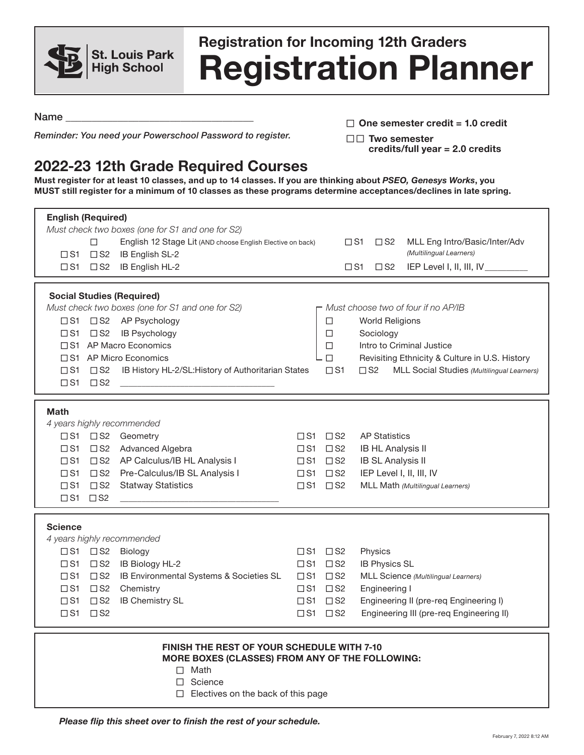St. Louis Park High School

# Registration for Incoming 12th Graders
# Registration Planner

Name ___________________________________

*Reminder: You need your Powerschool Password to register.*

☐ **One semester credit = 1.0 credit**

☐☐ **Two semester credits/full year = 2.0 credits**

## 2022-23 12th Grade Required Courses

**Must register for at least 10 classes, and up to 14 classes. If you are thinking about *PSEO, Genesys Works*, you MUST still register for a minimum of 10 classes as these programs determine acceptances/declines in late spring.**

### English (Required)

*Must check two boxes (one for S1 and one for S2)*

- ☐ English 12 Stage Lit (AND choose English Elective on back)
- ☐ S1 ☐ S2 IB English SL-2
- ☐ S1 ☐ S2 IB English HL-2
- ☐ S1 ☐ S2 MLL Eng Intro/Basic/Inter/Adv *(Multilingual Learners)*
- ☐ S1 ☐ S2 IEP Level I, II, III, IV _________

### Social Studies (Required)

*Must check two boxes (one for S1 and one for S2)*

- ☐ S1 ☐ S2 AP Psychology
- ☐ S1 ☐ S2 IB Psychology
- ☐ S1 AP Macro Economics
- ☐ S1 AP Micro Economics
- ☐ S1 ☐ S2 IB History HL-2/SL:History of Authoritarian States
- ☐ S1 ☐ S2 _________________________________

*Must choose two of four if no AP/IB*

- ☐ World Religions
- ☐ Sociology
- ☐ Intro to Criminal Justice
- ☐ Revisiting Ethnicity & Culture in U.S. History

- ☐ S1 ☐ S2 MLL Social Studies *(Multilingual Learners)*

### Math

*4 years highly recommended*

- ☐ S1 ☐ S2 Geometry
- ☐ S1 ☐ S2 Advanced Algebra
- ☐ S1 ☐ S2 AP Calculus/IB HL Analysis I
- ☐ S1 ☐ S2 Pre-Calculus/IB SL Analysis I
- ☐ S1 ☐ S2 Statway Statistics
- ☐ S1 ☐ S2 _________________________________
- ☐ S1 ☐ S2 AP Statistics
- ☐ S1 ☐ S2 IB HL Analysis II
- ☐ S1 ☐ S2 IB SL Analysis II
- ☐ S1 ☐ S2 IEP Level I, II, III, IV
- ☐ S1 ☐ S2 MLL Math *(Multilingual Learners)*

### Science

*4 years highly recommended*

- ☐ S1 ☐ S2 Biology
- ☐ S1 ☐ S2 IB Biology HL-2
- ☐ S1 ☐ S2 IB Environmental Systems & Societies SL
- ☐ S1 ☐ S2 Chemistry
- ☐ S1 ☐ S2 IB Chemistry SL
- ☐ S1 ☐ S2
- ☐ S1 ☐ S2 Physics
- ☐ S1 ☐ S2 IB Physics SL
- ☐ S1 ☐ S2 MLL Science *(Multilingual Learners)*
- ☐ S1 ☐ S2 Engineering I
- ☐ S1 ☐ S2 Engineering II (pre-req Engineering I)
- ☐ S1 ☐ S2 Engineering III (pre-req Engineering II)

**FINISH THE REST OF YOUR SCHEDULE WITH 7-10 MORE BOXES (CLASSES) FROM ANY OF THE FOLLOWING:**

- ☐ Math
- ☐ Science
- ☐ Electives on the back of this page

***Please flip this sheet over to finish the rest of your schedule.***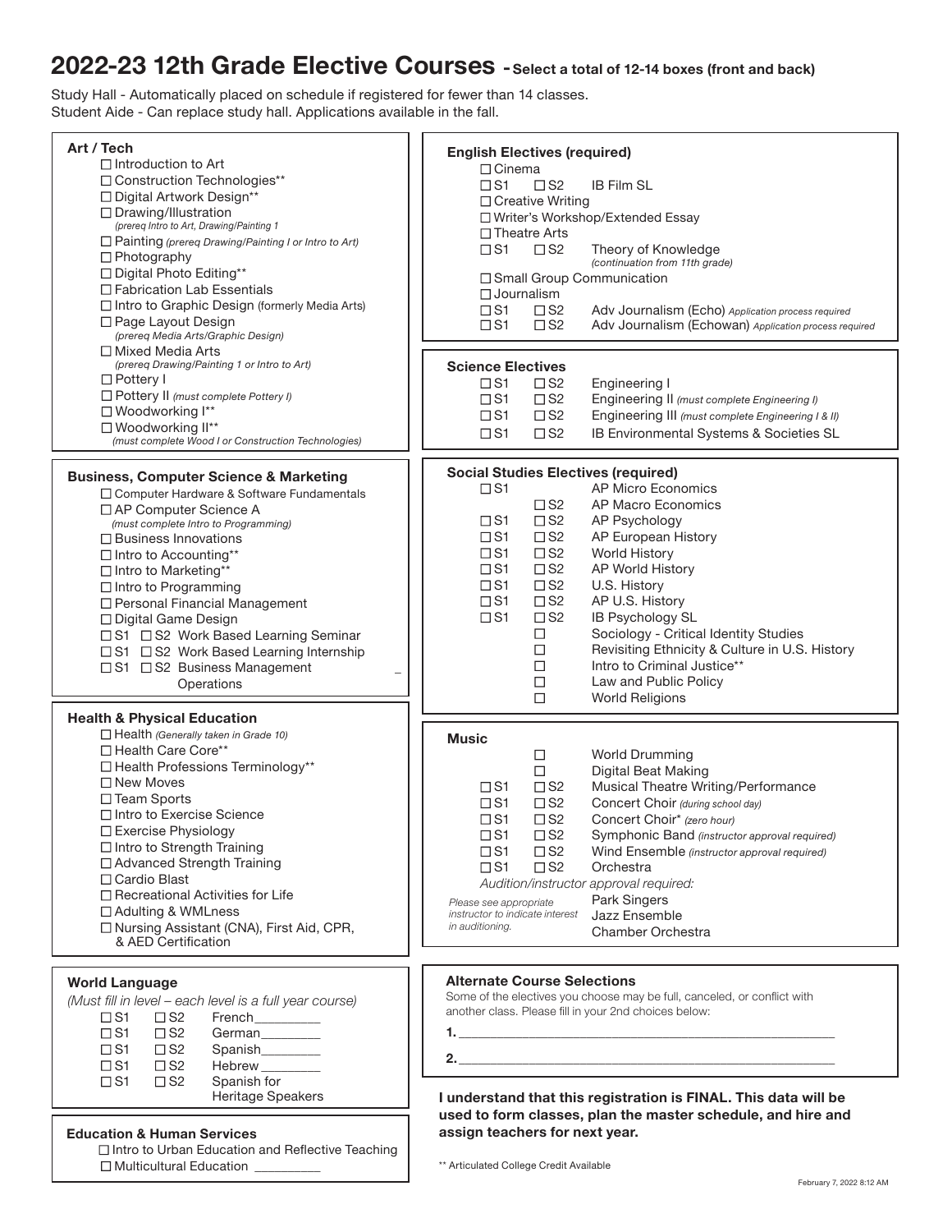# 2022-23 12th Grade Elective Courses - Select a total of 12-14 boxes (front and back)

Study Hall - Automatically placed on schedule if registered for fewer than 14 classes.
Student Aide - Can replace study hall. Applications available in the fall.

### Art / Tech

- ☐ Introduction to Art
- ☐ Construction Technologies**
- ☐ Digital Artwork Design**
- ☐ Drawing/Illustration *(prereq Intro to Art, Drawing/Painting 1*
- ☐ Painting *(prereq Drawing/Painting I or Intro to Art)*
- ☐ Photography
- ☐ Digital Photo Editing**
- ☐ Fabrication Lab Essentials
- ☐ Intro to Graphic Design (formerly Media Arts)
- ☐ Page Layout Design *(prereq Media Arts/Graphic Design)*
- ☐ Mixed Media Arts *(prereq Drawing/Painting 1 or Intro to Art)*
- ☐ Pottery I
- ☐ Pottery II *(must complete Pottery I)*
- ☐ Woodworking I**
- ☐ Woodworking II** *(must complete Wood I or Construction Technologies)*

### Business, Computer Science & Marketing

- ☐ Computer Hardware & Software Fundamentals
- ☐ AP Computer Science A *(must complete Intro to Programming)*
- ☐ Business Innovations
- ☐ Intro to Accounting**
- ☐ Intro to Marketing**
- ☐ Intro to Programming
- ☐ Personal Financial Management
- ☐ Digital Game Design
- ☐ S1 ☐ S2 Work Based Learning Seminar
- ☐ S1 ☐ S2 Work Based Learning Internship
- ☐ S1 ☐ S2 Business Management Operations

### Health & Physical Education

- ☐ Health *(Generally taken in Grade 10)*
- ☐ Health Care Core**
- ☐ Health Professions Terminology**
- ☐ New Moves
- ☐ Team Sports
- ☐ Intro to Exercise Science
- ☐ Exercise Physiology
- ☐ Intro to Strength Training
- ☐ Advanced Strength Training
- ☐ Cardio Blast
- ☐ Recreational Activities for Life
- ☐ Adulting & WMLness
- ☐ Nursing Assistant (CNA), First Aid, CPR, & AED Certification

### World Language

*(Must fill in level – each level is a full year course)*

- ☐ S1 ☐ S2 French_________
- ☐ S1 ☐ S2 German________
- ☐ S1 ☐ S2 Spanish________
- ☐ S1 ☐ S2 Hebrew ________
- ☐ S1 ☐ S2 Spanish for Heritage Speakers

### Education & Human Services

- ☐ Intro to Urban Education and Reflective Teaching
- ☐ Multicultural Education __________

### English Electives (required)

- ☐ Cinema
- ☐ S1 ☐ S2 IB Film SL
- ☐ Creative Writing
- ☐ Writer's Workshop/Extended Essay
- ☐ Theatre Arts
- ☐ S1 ☐ S2 Theory of Knowledge *(continuation from 11th grade)*
- ☐ Small Group Communication
- ☐ Journalism
- ☐ S1 ☐ S2 Adv Journalism (Echo) *Application process required*
- ☐ S1 ☐ S2 Adv Journalism (Echowan) *Application process required*

### Science Electives

- ☐ S1 ☐ S2 Engineering I
- ☐ S1 ☐ S2 Engineering II *(must complete Engineering I)*
- ☐ S1 ☐ S2 Engineering III *(must complete Engineering I & II)*
- ☐ S1 ☐ S2 IB Environmental Systems & Societies SL

### Social Studies Electives (required)

- ☐ S1 AP Micro Economics
- ☐ S2 AP Macro Economics
- ☐ S1 ☐ S2 AP Psychology
- ☐ S1 ☐ S2 AP European History
- ☐ S1 ☐ S2 World History
- ☐ S1 ☐ S2 AP World History
- ☐ S1 ☐ S2 U.S. History
- ☐ S1 ☐ S2 AP U.S. History
- ☐ S1 ☐ S2 IB Psychology SL
- ☐ Sociology - Critical Identity Studies
- ☐ Revisiting Ethnicity & Culture in U.S. History
- ☐ Intro to Criminal Justice**
- ☐ Law and Public Policy
- ☐ World Religions

### Music

- ☐ World Drumming
- ☐ Digital Beat Making
- ☐ S1 ☐ S2 Musical Theatre Writing/Performance
- ☐ S1 ☐ S2 Concert Choir *(during school day)*
- ☐ S1 ☐ S2 Concert Choir* *(zero hour)*
- ☐ S1 ☐ S2 Symphonic Band *(instructor approval required)*
- ☐ S1 ☐ S2 Wind Ensemble *(instructor approval required)*
- ☐ S1 ☐ S2 Orchestra

*Audition/instructor approval required:*

*Please see appropriate instructor to indicate interest in auditioning.*

- Park Singers
- Jazz Ensemble
- Chamber Orchestra

### Alternate Course Selections

Some of the electives you choose may be full, canceled, or conflict with another class. Please fill in your 2nd choices below:

**1.** ________________________________________________

**2.** ________________________________________________

**I understand that this registration is FINAL. This data will be used to form classes, plan the master schedule, and hire and assign teachers for next year.**

** Articulated College Credit Available

February 7, 2022 8:12 AM